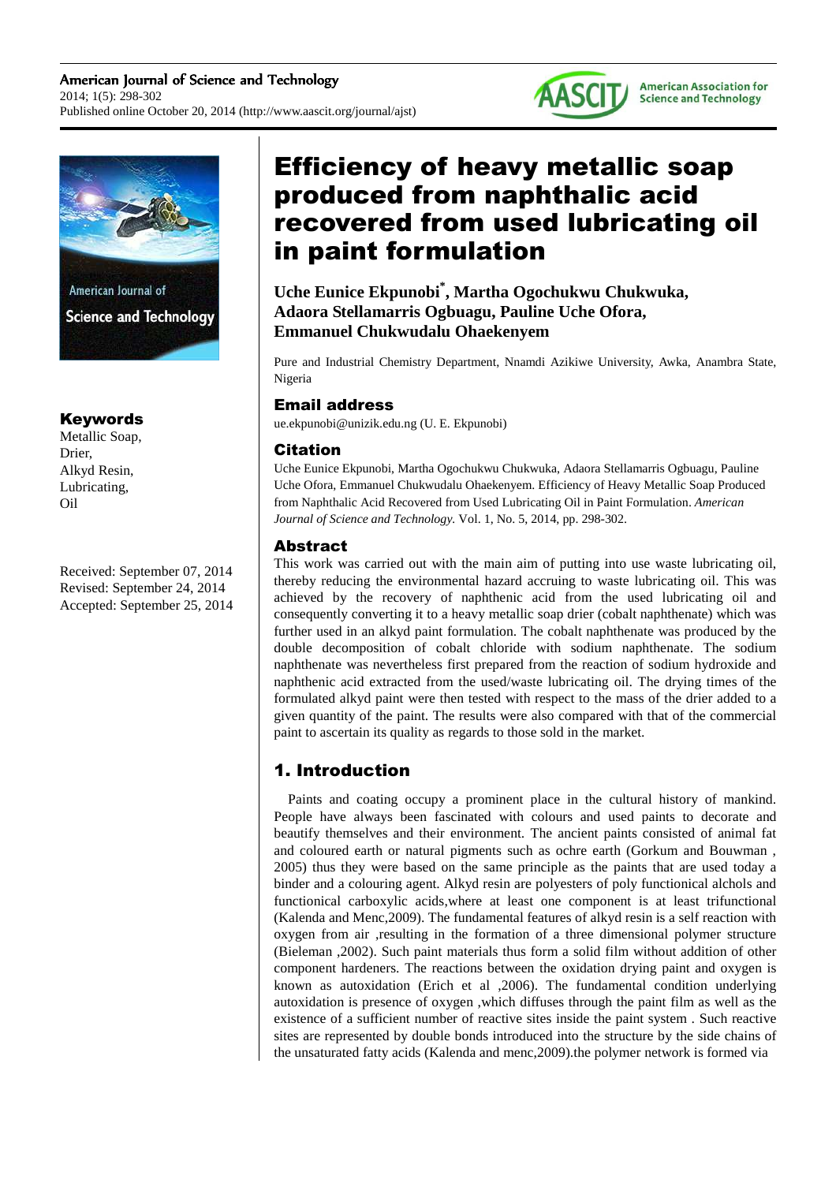# Efficiency of heavy metallic soap produced from naphthalic acid recovered from used lubricating oil in paint formulation

**Uche Eunice Ekpunobi[*], Martha Ogochukwu Chukwuka, Adaora Stellamarris Ogbuagu, Pauline Uche Ofora, Emmanuel Chukwudalu Ohaekenyem**

Pure and Industrial Chemistry Department, Nnamdi Azikiwe University, Awka, Anambra State, Nigeria

## Email address

ue.ekpunobi@unizik.edu.ng (U. E. Ekpunobi)

## Citation

Uche Eunice Ekpunobi, Martha Ogochukwu Chukwuka, Adaora Stellamarris Ogbuagu, Pauline Uche Ofora, Emmanuel Chukwudalu Ohaekenyem. Efficiency of Heavy Metallic Soap Produced from Naphthalic Acid Recovered from Used Lubricating Oil in Paint Formulation. *American Journal of Science and Technology.* Vol. 1, No. 5, 2014, pp. 298-302.

## Keywords

Metallic Soap,
Drier,
Alkyd Resin,
Lubricating,
Oil

Received: September 07, 2014
Revised: September 24, 2014
Accepted: September 25, 2014

## Abstract

This work was carried out with the main aim of putting into use waste lubricating oil, thereby reducing the environmental hazard accruing to waste lubricating oil. This was achieved by the recovery of naphthenic acid from the used lubricating oil and consequently converting it to a heavy metallic soap drier (cobalt naphthenate) which was further used in an alkyd paint formulation. The cobalt naphthenate was produced by the double decomposition of cobalt chloride with sodium naphthenate. The sodium naphthenate was nevertheless first prepared from the reaction of sodium hydroxide and naphthenic acid extracted from the used/waste lubricating oil. The drying times of the formulated alkyd paint were then tested with respect to the mass of the drier added to a given quantity of the paint. The results were also compared with that of the commercial paint to ascertain its quality as regards to those sold in the market.

## 1. Introduction

Paints and coating occupy a prominent place in the cultural history of mankind. People have always been fascinated with colours and used paints to decorate and beautify themselves and their environment. The ancient paints consisted of animal fat and coloured earth or natural pigments such as ochre earth (Gorkum and Bouwman , 2005) thus they were based on the same principle as the paints that are used today a binder and a colouring agent. Alkyd resin are polyesters of poly functional alchols and functionical carboxylic acids,where at least one component is at least trifunctional (Kalenda and Menc,2009). The fundamental features of alkyd resin is a self reaction with oxygen from air ,resulting in the formation of a three dimensional polymer structure (Bieleman ,2002). Such paint materials thus form a solid film without addition of other component hardeners. The reactions between the oxidation drying paint and oxygen is known as autoxidation (Erich et al ,2006). The fundamental condition underlying autoxidation is presence of oxygen ,which diffuses through the paint film as well as the existence of a sufficient number of reactive sites inside the paint system . Such reactive sites are represented by double bonds introduced into the structure by the side chains of the unsaturated fatty acids (Kalenda and menc,2009).the polymer network is formed via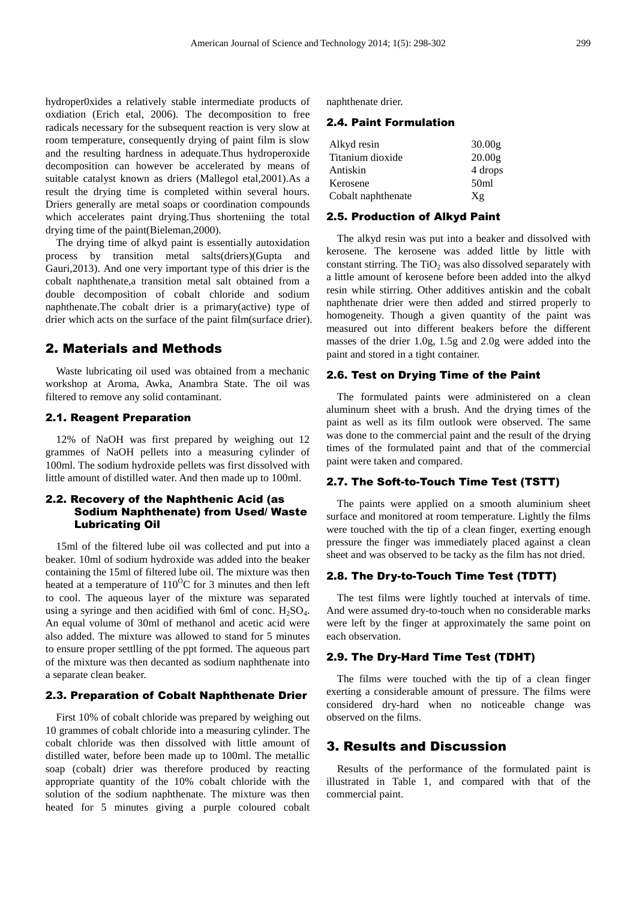hydroper0xides a relatively stable intermediate products of oxdiation (Erich etal, 2006). The decomposition to free radicals necessary for the subsequent reaction is very slow at room temperature, consequently drying of paint film is slow and the resulting hardness in adequate.Thus hydroperoxide decomposition can however be accelerated by means of suitable catalyst known as driers (Mallegol etal,2001).As a result the drying time is completed within several hours. Driers generally are metal soaps or coordination compounds which accelerates paint drying.Thus shorteniing the total drying time of the paint(Bieleman,2000).

The drying time of alkyd paint is essentially autoxidation process by transition metal salts(driers)(Gupta and Gauri,2013). And one very important type of this drier is the cobalt naphthenate,a transition metal salt obtained from a double decomposition of cobalt chloride and sodium naphthenate.The cobalt drier is a primary(active) type of drier which acts on the surface of the paint film(surface drier).

## 2. Materials and Methods

Waste lubricating oil used was obtained from a mechanic workshop at Aroma, Awka, Anambra State. The oil was filtered to remove any solid contaminant.

### 2.1. Reagent Preparation

12% of NaOH was first prepared by weighing out 12 grammes of NaOH pellets into a measuring cylinder of 100ml. The sodium hydroxide pellets was first dissolved with little amount of distilled water. And then made up to 100ml.

### 2.2. Recovery of the Naphthenic Acid (as Sodium Naphthenate) from Used/ Waste Lubricating Oil

15ml of the filtered lube oil was collected and put into a beaker. 10ml of sodium hydroxide was added into the beaker containing the 15ml of filtered lube oil. The mixture was then heated at a temperature of $110^{O}C$ for 3 minutes and then left to cool. The aqueous layer of the mixture was separated using a syringe and then acidified with 6ml of conc. $H_2SO_4$. An equal volume of 30ml of methanol and acetic acid were also added. The mixture was allowed to stand for 5 minutes to ensure proper settling of the ppt formed. The aqueous part of the mixture was then decanted as sodium naphthenate into a separate clean beaker.

### 2.3. Preparation of Cobalt Naphthenate Drier

First 10% of cobalt chloride was prepared by weighing out 10 grammes of cobalt chloride into a measuring cylinder. The cobalt chloride was then dissolved with little amount of distilled water, before been made up to 100ml. The metallic soap (cobalt) drier was therefore produced by reacting appropriate quantity of the 10% cobalt chloride with the solution of the sodium naphthenate. The mixture was then heated for 5 minutes giving a purple coloured cobalt naphthenate drier.

### 2.4. Paint Formulation

| | |
|---|---|
| Alkyd resin | 30.00g |
| Titanium dioxide | 20.00g |
| Antiskin | 4 drops |
| Kerosene | 50ml |
| Cobalt naphthenate | Xg |

### 2.5. Production of Alkyd Paint

The alkyd resin was put into a beaker and dissolved with kerosene. The kerosene was added little by little with constant stirring. The $TiO_2$ was also dissolved separately with a little amount of kerosene before been added into the alkyd resin while stirring. Other additives antiskin and the cobalt naphthenate drier were then added and stirred properly to homogeneity. Though a given quantity of the paint was measured out into different beakers before the different masses of the drier 1.0g, 1.5g and 2.0g were added into the paint and stored in a tight container.

### 2.6. Test on Drying Time of the Paint

The formulated paints were administered on a clean aluminum sheet with a brush. And the drying times of the paint as well as its film outlook were observed. The same was done to the commercial paint and the result of the drying times of the formulated paint and that of the commercial paint were taken and compared.

### 2.7. The Soft-to-Touch Time Test (TSTT)

The paints were applied on a smooth aluminium sheet surface and monitored at room temperature. Lightly the films were touched with the tip of a clean finger, exerting enough pressure the finger was immediately placed against a clean sheet and was observed to be tacky as the film has not dried.

### 2.8. The Dry-to-Touch Time Test (TDTT)

The test films were lightly touched at intervals of time. And were assumed dry-to-touch when no considerable marks were left by the finger at approximately the same point on each observation.

### 2.9. The Dry-Hard Time Test (TDHT)

The films were touched with the tip of a clean finger exerting a considerable amount of pressure. The films were considered dry-hard when no noticeable change was observed on the films.

## 3. Results and Discussion

Results of the performance of the formulated paint is illustrated in Table 1, and compared with that of the commercial paint.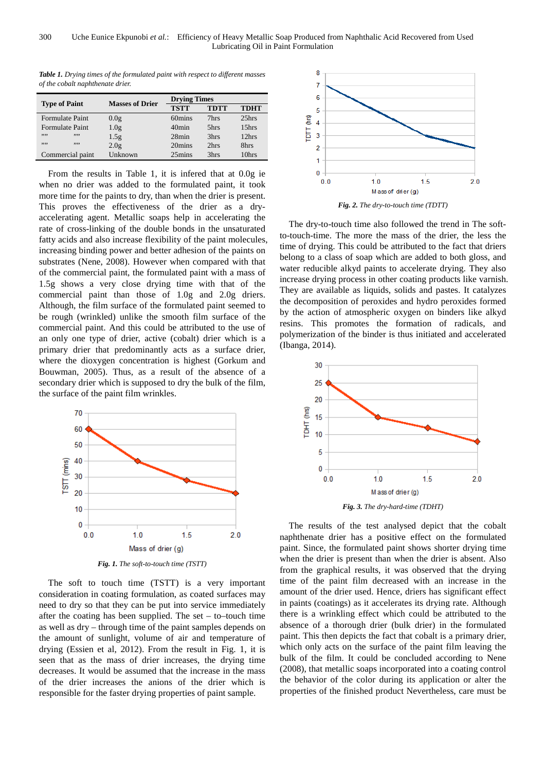*Table 1. Drying times of the formulated paint with respect to different masses of the cobalt naphthenate drier.*

| Type of Paint | Masses of Drier | Drying Times | | |
|---|---|---|---|---|
| | | TSTT | TDTT | TDHT |
| Formulate Paint | 0.0g | 60mins | 7hrs | 25hrs |
| Formulate Paint | 1.0g | 40min | 5hrs | 15hrs |
| ,,,, ,,,, | 1.5g | 28min | 3hrs | 12hrs |
| ,,,, ,,,, | 2.0g | 20mins | 2hrs | 8hrs |
| Commercial paint | Unknown | 25mins | 3hrs | 10hrs |

From the results in Table 1, it is infered that at 0.0g ie when no drier was added to the formulated paint, it took more time for the paints to dry, than when the drier is present. This proves the effectiveness of the drier as a dry-accelerating agent. Metallic soaps help in accelerating the rate of cross-linking of the double bonds in the unsaturated fatty acids and also increase flexibility of the paint molecules, increasing binding power and better adhesion of the paints on substrates (Nene, 2008). However when compared with that of the commercial paint, the formulated paint with a mass of 1.5g shows a very close drying time with that of the commercial paint than those of 1.0g and 2.0g driers. Although, the film surface of the formulated paint seemed to be rough (wrinkled) unlike the smooth film surface of the commercial paint. And this could be attributed to the use of an only one type of drier, active (cobalt) drier which is a primary drier that predominantly acts as a surface drier, where the dioxygen concentration is highest (Gorkum and Bouwman, 2005). Thus, as a result of the absence of a secondary drier which is supposed to dry the bulk of the film, the surface of the paint film wrinkles.

*Fig. 1. The soft-to-touch time (TSTT)*

The soft to touch time (TSTT) is a very important consideration in coating formulation, as coated surfaces may need to dry so that they can be put into service immediately after the coating has been supplied. The set – to–touch time as well as dry – through time of the paint samples depends on the amount of sunlight, volume of air and temperature of drying (Essien et al, 2012). From the result in Fig. 1, it is seen that as the mass of drier increases, the drying time decreases. It would be assumed that the increase in the mass of the drier increases the anions of the drier which is responsible for the faster drying properties of paint sample.

*Fig. 2. The dry-to-touch time (TDTT)*

The dry-to-touch time also followed the trend in The soft-to-touch-time. The more the mass of the drier, the less the time of drying. This could be attributed to the fact that driers belong to a class of soap which are added to both gloss, and water reducible alkyd paints to accelerate drying. They also increase drying process in other coating products like varnish. They are available as liquids, solids and pastes. It catalyzes the decomposition of peroxides and hydro peroxides formed by the action of atmospheric oxygen on binders like alkyd resins. This promotes the formation of radicals, and polymerization of the binder is thus initiated and accelerated (Ibanga, 2014).

*Fig. 3. The dry-hard-time (TDHT)*

The results of the test analysed depict that the cobalt naphthenate drier has a positive effect on the formulated paint. Since, the formulated paint shows shorter drying time when the drier is present than when the drier is absent. Also from the graphical results, it was observed that the drying time of the paint film decreased with an increase in the amount of the drier used. Hence, driers has significant effect in paints (coatings) as it accelerates its drying rate. Although there is a wrinkling effect which could be attributed to the absence of a thorough drier (bulk drier) in the formulated paint. This then depicts the fact that cobalt is a primary drier, which only acts on the surface of the paint film leaving the bulk of the film. It could be concluded according to Nene (2008), that metallic soaps incorporated into a coating control the behavior of the color during its application or alter the properties of the finished product Nevertheless, care must be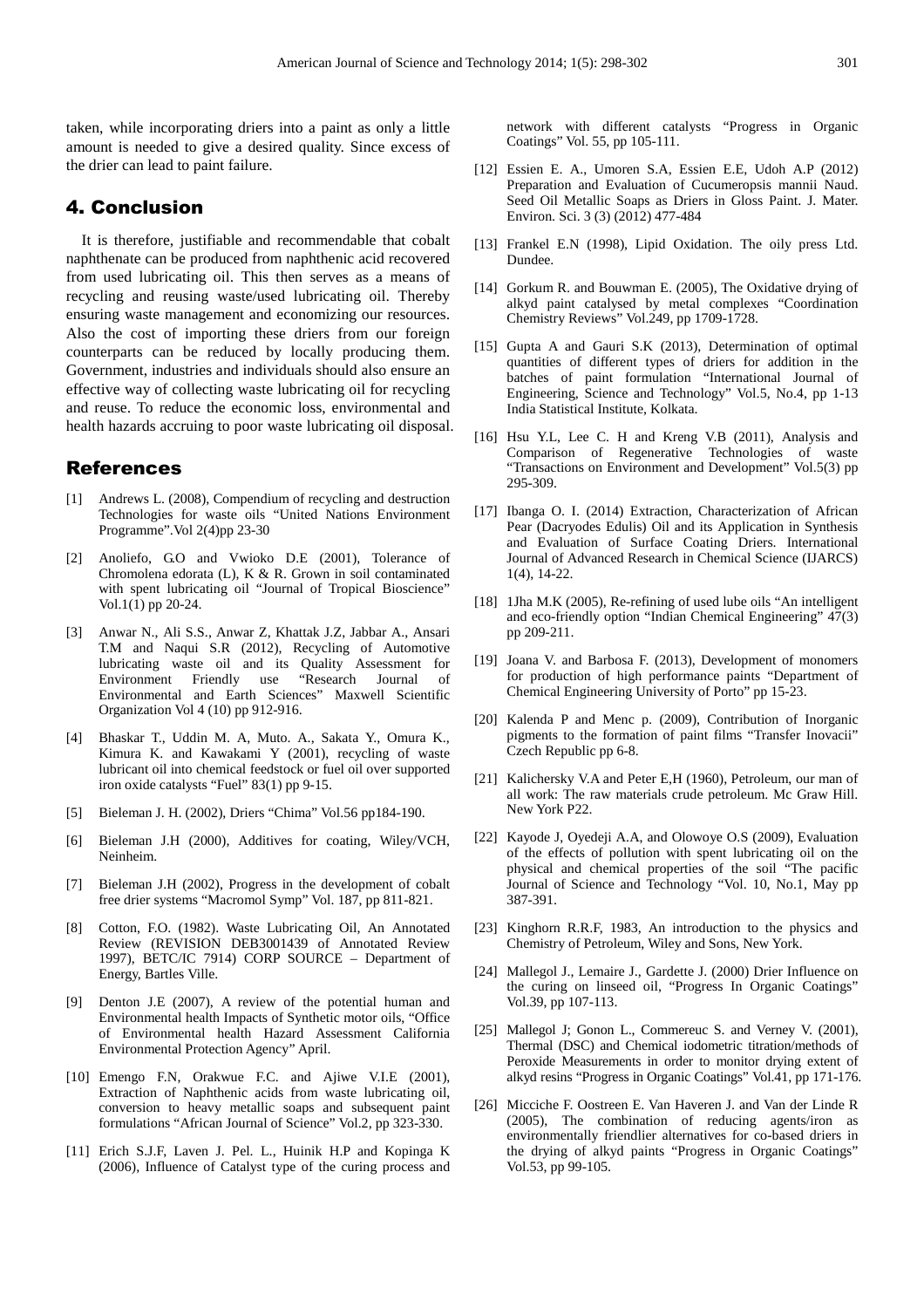taken, while incorporating driers into a paint as only a little amount is needed to give a desired quality. Since excess of the drier can lead to paint failure.

## 4. Conclusion

It is therefore, justifiable and recommendable that cobalt naphthenate can be produced from naphthenic acid recovered from used lubricating oil. This then serves as a means of recycling and reusing waste/used lubricating oil. Thereby ensuring waste management and economizing our resources. Also the cost of importing these driers from our foreign counterparts can be reduced by locally producing them. Government, industries and individuals should also ensure an effective way of collecting waste lubricating oil for recycling and reuse. To reduce the economic loss, environmental and health hazards accruing to poor waste lubricating oil disposal.

## References

[1] Andrews L. (2008), Compendium of recycling and destruction Technologies for waste oils "United Nations Environment Programme".Vol 2(4)pp 23-30

[2] Anoliefo, G.O and Vwioko D.E (2001), Tolerance of Chromolena edorata (L), K & R. Grown in soil contaminated with spent lubricating oil "Journal of Tropical Bioscience" Vol.1(1) pp 20-24.

[3] Anwar N., Ali S.S., Anwar Z, Khattak J.Z, Jabbar A., Ansari T.M and Naqui S.R (2012), Recycling of Automotive lubricating waste oil and its Quality Assessment for Environment Friendly use "Research Journal of Environmental and Earth Sciences" Maxwell Scientific Organization Vol 4 (10) pp 912-916.

[4] Bhaskar T., Uddin M. A, Muto. A., Sakata Y., Omura K., Kimura K. and Kawakami Y (2001), recycling of waste lubricant oil into chemical feedstock or fuel oil over supported iron oxide catalysts "Fuel" 83(1) pp 9-15.

[5] Bieleman J. H. (2002), Driers "Chima" Vol.56 pp184-190.

[6] Bieleman J.H (2000), Additives for coating, Wiley/VCH, Neinheim.

[7] Bieleman J.H (2002), Progress in the development of cobalt free drier systems "Macromol Symp" Vol. 187, pp 811-821.

[8] Cotton, F.O. (1982). Waste Lubricating Oil, An Annotated Review (REVISION DEB3001439 of Annotated Review 1997), BETC/IC 7914) CORP SOURCE – Department of Energy, Bartles Ville.

[9] Denton J.E (2007), A review of the potential human and Environmental health Impacts of Synthetic motor oils, "Office of Environmental health Hazard Assessment California Environmental Protection Agency" April.

[10] Emengo F.N, Orakwue F.C. and Ajiwe V.I.E (2001), Extraction of Naphthenic acids from waste lubricating oil, conversion to heavy metallic soaps and subsequent paint formulations "African Journal of Science" Vol.2, pp 323-330.

[11] Erich S.J.F, Laven J. Pel. L., Huinik H.P and Kopinga K (2006), Influence of Catalyst type of the curing process and network with different catalysts "Progress in Organic Coatings" Vol. 55, pp 105-111.

[12] Essien E. A., Umoren S.A, Essien E.E, Udoh A.P (2012) Preparation and Evaluation of Cucumeropsis mannii Naud. Seed Oil Metallic Soaps as Driers in Gloss Paint. J. Mater. Environ. Sci. 3 (3) (2012) 477-484

[13] Frankel E.N (1998), Lipid Oxidation. The oily press Ltd. Dundee.

[14] Gorkum R. and Bouwman E. (2005), The Oxidative drying of alkyd paint catalysed by metal complexes "Coordination Chemistry Reviews" Vol.249, pp 1709-1728.

[15] Gupta A and Gauri S.K (2013), Determination of optimal quantities of different types of driers for addition in the batches of paint formulation "International Journal of Engineering, Science and Technology" Vol.5, No.4, pp 1-13 India Statistical Institute, Kolkata.

[16] Hsu Y.L, Lee C. H and Kreng V.B (2011), Analysis and Comparison of Regenerative Technologies of waste "Transactions on Environment and Development" Vol.5(3) pp 295-309.

[17] Ibanga O. I. (2014) Extraction, Characterization of African Pear (Dacryodes Edulis) Oil and its Application in Synthesis and Evaluation of Surface Coating Driers. International Journal of Advanced Research in Chemical Science (IJARCS) 1(4), 14-22.

[18] 1Jha M.K (2005), Re-refining of used lube oils "An intelligent and eco-friendly option "Indian Chemical Engineering" 47(3) pp 209-211.

[19] Joana V. and Barbosa F. (2013), Development of monomers for production of high performance paints "Department of Chemical Engineering University of Porto" pp 15-23.

[20] Kalenda P and Menc p. (2009), Contribution of Inorganic pigments to the formation of paint films "Transfer Inovacii" Czech Republic pp 6-8.

[21] Kalichersky V.A and Peter E,H (1960), Petroleum, our man of all work: The raw materials crude petroleum. Mc Graw Hill. New York P22.

[22] Kayode J, Oyedeji A.A, and Olowoye O.S (2009), Evaluation of the effects of pollution with spent lubricating oil on the physical and chemical properties of the soil "The pacific Journal of Science and Technology "Vol. 10, No.1, May pp 387-391.

[23] Kinghorn R.R.F, 1983, An introduction to the physics and Chemistry of Petroleum, Wiley and Sons, New York.

[24] Mallegol J., Lemaire J., Gardette J. (2000) Drier Influence on the curing on linseed oil, "Progress In Organic Coatings" Vol.39, pp 107-113.

[25] Mallegol J; Gonon L., Commereuc S. and Verney V. (2001), Thermal (DSC) and Chemical iodometric titration/methods of Peroxide Measurements in order to monitor drying extent of alkyd resins "Progress in Organic Coatings" Vol.41, pp 171-176.

[26] Micciche F. Oostreen E. Van Haveren J. and Van der Linde R (2005), The combination of reducing agents/iron as environmentally friendlier alternatives for co-based driers in the drying of alkyd paints "Progress in Organic Coatings" Vol.53, pp 99-105.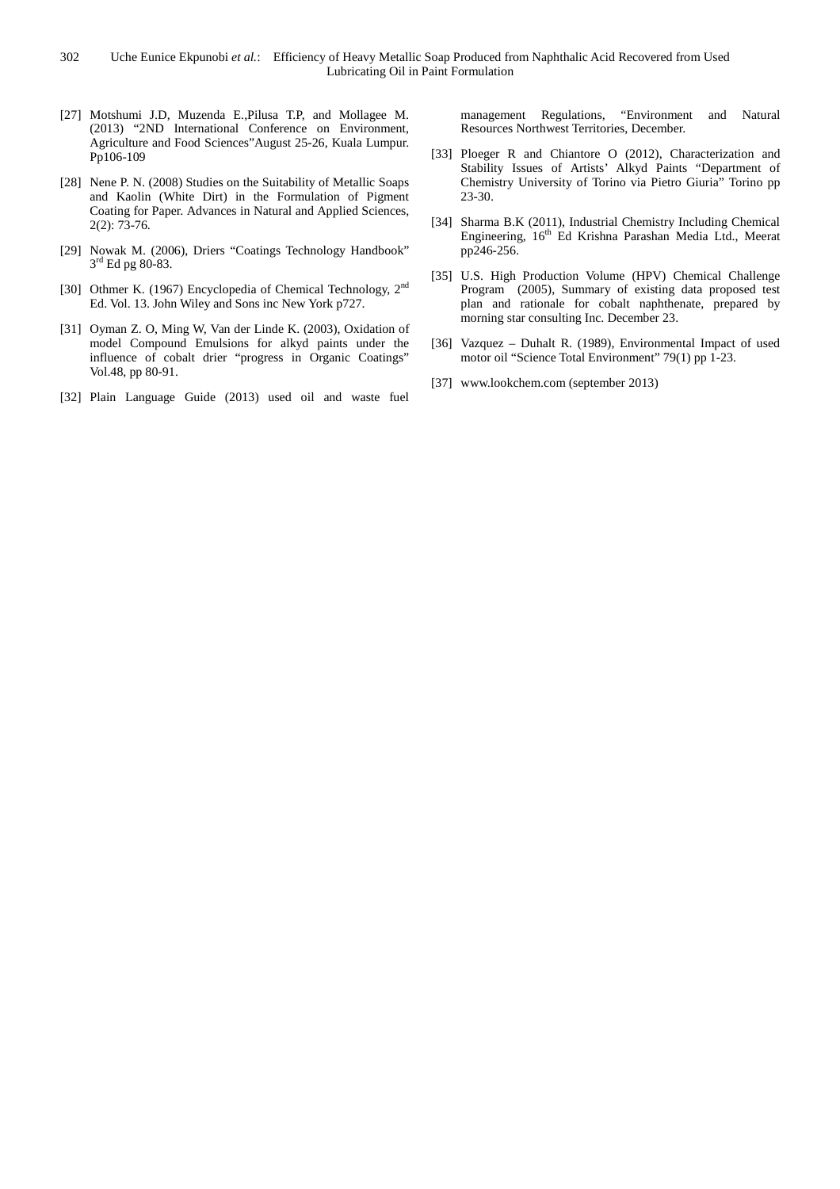[27] Motshumi J.D, Muzenda E.,Pilusa T.P, and Mollagee M. (2013) "2ND International Conference on Environment, Agriculture and Food Sciences"August 25-26, Kuala Lumpur. Pp106-109

[28] Nene P. N. (2008) Studies on the Suitability of Metallic Soaps and Kaolin (White Dirt) in the Formulation of Pigment Coating for Paper. Advances in Natural and Applied Sciences, 2(2): 73-76.

[29] Nowak M. (2006), Driers "Coatings Technology Handbook" 3rd Ed pg 80-83.

[30] Othmer K. (1967) Encyclopedia of Chemical Technology, 2nd Ed. Vol. 13. John Wiley and Sons inc New York p727.

[31] Oyman Z. O, Ming W, Van der Linde K. (2003), Oxidation of model Compound Emulsions for alkyd paints under the influence of cobalt drier "progress in Organic Coatings" Vol.48, pp 80-91.

[32] Plain Language Guide (2013) used oil and waste fuel management Regulations, "Environment and Natural Resources Northwest Territories, December.

[33] Ploeger R and Chiantore O (2012), Characterization and Stability Issues of Artists' Alkyd Paints "Department of Chemistry University of Torino via Pietro Giuria" Torino pp 23-30.

[34] Sharma B.K (2011), Industrial Chemistry Including Chemical Engineering, 16th Ed Krishna Parashan Media Ltd., Meerat pp246-256.

[35] U.S. High Production Volume (HPV) Chemical Challenge Program (2005), Summary of existing data proposed test plan and rationale for cobalt naphthenate, prepared by morning star consulting Inc. December 23.

[36] Vazquez – Duhalt R. (1989), Environmental Impact of used motor oil "Science Total Environment" 79(1) pp 1-23.

[37] www.lookchem.com (september 2013)